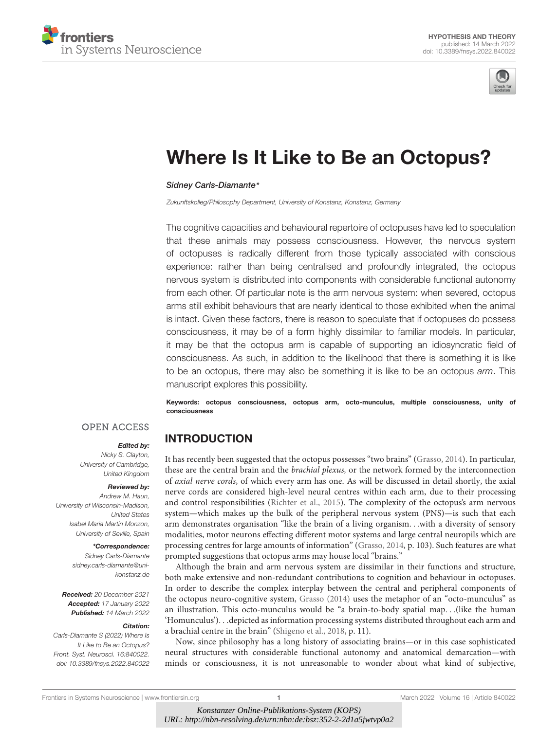HYPOTHESIS AND THEORY
published: 14 March 2022
doi: 10.3389/fnsys.2022.840022

# Where Is It Like to Be an Octopus?

*Sidney Carls-Diamante\**

*Zukunftskolleg/Philosophy Department, University of Konstanz, Konstanz, Germany*

The cognitive capacities and behavioural repertoire of octopuses have led to speculation that these animals may possess consciousness. However, the nervous system of octopuses is radically different from those typically associated with conscious experience: rather than being centralised and profoundly integrated, the octopus nervous system is distributed into components with considerable functional autonomy from each other. Of particular note is the arm nervous system: when severed, octopus arms still exhibit behaviours that are nearly identical to those exhibited when the animal is intact. Given these factors, there is reason to speculate that if octopuses do possess consciousness, it may be of a form highly dissimilar to familiar models. In particular, it may be that the octopus arm is capable of supporting an idiosyncratic field of consciousness. As such, in addition to the likelihood that there is something it is like to be an octopus, there may also be something it is like to be an octopus *arm*. This manuscript explores this possibility.

**Keywords: octopus consciousness, octopus arm, octo-munculus, multiple consciousness, unity of consciousness**

OPEN ACCESS

***Edited by:***
*Nicky S. Clayton, University of Cambridge, United Kingdom*

***Reviewed by:***
*Andrew M. Haun, University of Wisconsin-Madison, United States*
*Isabel Maria Martin Monzon, University of Seville, Spain*

***\*Correspondence:***
*Sidney Carls-Diamante sidney.carls-diamante@uni-konstanz.de*

***Received:*** *20 December 2021*
***Accepted:*** *17 January 2022*
***Published:*** *14 March 2022*

***Citation:***
*Carls-Diamante S (2022) Where Is It Like to Be an Octopus? Front. Syst. Neurosci. 16:840022. doi: 10.3389/fnsys.2022.840022*

## INTRODUCTION

It has recently been suggested that the octopus possesses "two brains" (Grasso, 2014). In particular, these are the central brain and the *brachial plexus,* or the network formed by the interconnection of *axial nerve cords*, of which every arm has one. As will be discussed in detail shortly, the axial nerve cords are considered high-level neural centres within each arm, due to their processing and control responsibilities (Richter et al., 2015). The complexity of the octopus's arm nervous system—which makes up the bulk of the peripheral nervous system (PNS)—is such that each arm demonstrates organisation "like the brain of a living organism. . .with a diversity of sensory modalities, motor neurons effecting different motor systems and large central neuropils which are processing centres for large amounts of information" (Grasso, 2014, p. 103). Such features are what prompted suggestions that octopus arms may house local "brains."

Although the brain and arm nervous system are dissimilar in their functions and structure, both make extensive and non-redundant contributions to cognition and behaviour in octopuses. In order to describe the complex interplay between the central and peripheral components of the octopus neuro-cognitive system, Grasso (2014) uses the metaphor of an "octo-munculus" as an illustration. This octo-munculus would be "a brain-to-body spatial map. . .(like the human 'Homunculus'). . .depicted as information processing systems distributed throughout each arm and a brachial centre in the brain" (Shigeno et al., 2018, p. 11).

Now, since philosophy has a long history of associating brains—or in this case sophisticated neural structures with considerable functional autonomy and anatomical demarcation—with minds or consciousness, it is not unreasonable to wonder about what kind of subjective,

*Konstanzer Online-Publikations-System (KOPS)*
*URL: http://nbn-resolving.de/urn:nbn:de:bsz:352-2-2d1a5jwtvp0a2*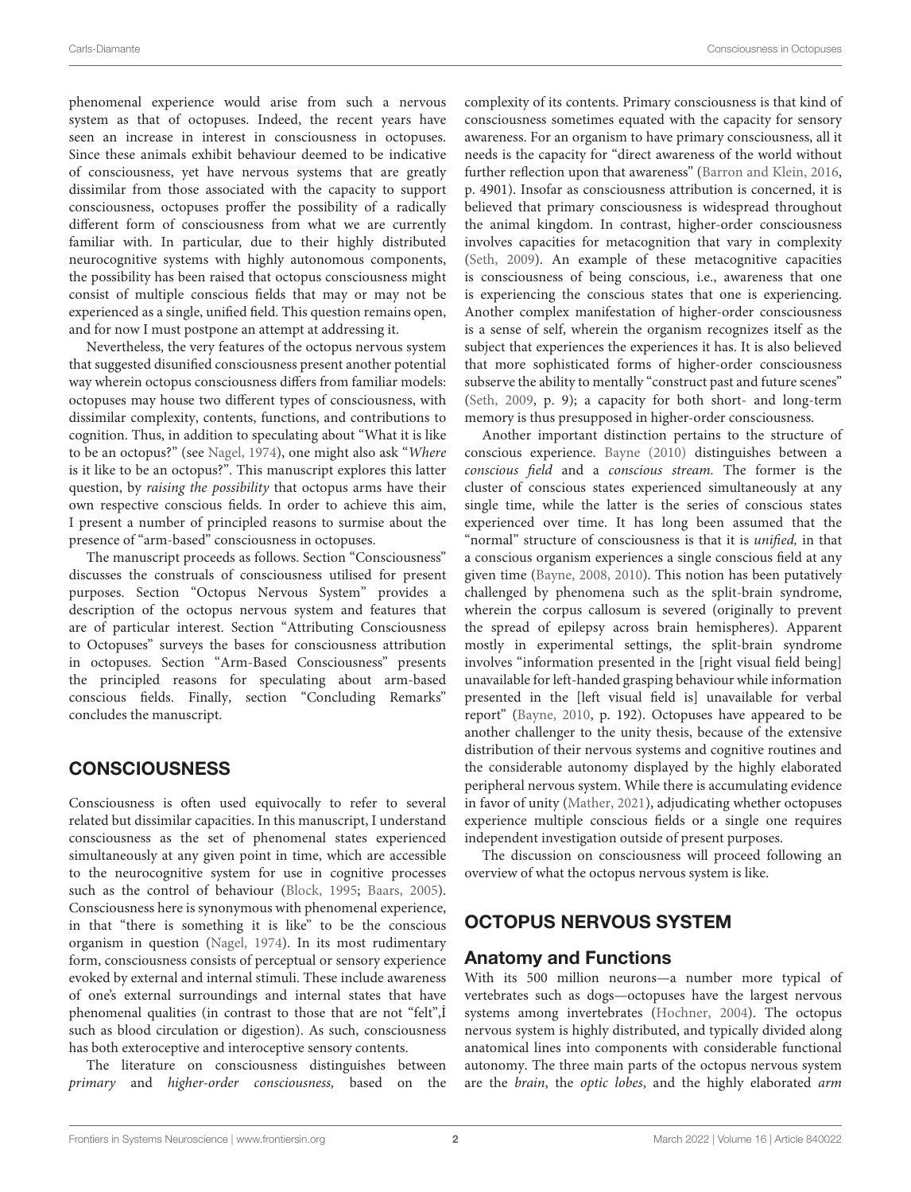phenomenal experience would arise from such a nervous system as that of octopuses. Indeed, the recent years have seen an increase in interest in consciousness in octopuses. Since these animals exhibit behaviour deemed to be indicative of consciousness, yet have nervous systems that are greatly dissimilar from those associated with the capacity to support consciousness, octopuses proffer the possibility of a radically different form of consciousness from what we are currently familiar with. In particular, due to their highly distributed neurocognitive systems with highly autonomous components, the possibility has been raised that octopus consciousness might consist of multiple conscious fields that may or may not be experienced as a single, unified field. This question remains open, and for now I must postpone an attempt at addressing it.

Nevertheless, the very features of the octopus nervous system that suggested disunified consciousness present another potential way wherein octopus consciousness differs from familiar models: octopuses may house two different types of consciousness, with dissimilar complexity, contents, functions, and contributions to cognition. Thus, in addition to speculating about "What it is like to be an octopus?" (see Nagel, 1974), one might also ask "*Where* is it like to be an octopus?". This manuscript explores this latter question, by *raising the possibility* that octopus arms have their own respective conscious fields. In order to achieve this aim, I present a number of principled reasons to surmise about the presence of "arm-based" consciousness in octopuses.

The manuscript proceeds as follows. Section "Consciousness" discusses the construals of consciousness utilised for present purposes. Section "Octopus Nervous System" provides a description of the octopus nervous system and features that are of particular interest. Section "Attributing Consciousness to Octopuses" surveys the bases for consciousness attribution in octopuses. Section "Arm-Based Consciousness" presents the principled reasons for speculating about arm-based conscious fields. Finally, section "Concluding Remarks" concludes the manuscript.

## CONSCIOUSNESS

Consciousness is often used equivocally to refer to several related but dissimilar capacities. In this manuscript, I understand consciousness as the set of phenomenal states experienced simultaneously at any given point in time, which are accessible to the neurocognitive system for use in cognitive processes such as the control of behaviour (Block, 1995; Baars, 2005). Consciousness here is synonymous with phenomenal experience, in that "there is something it is like" to be the conscious organism in question (Nagel, 1974). In its most rudimentary form, consciousness consists of perceptual or sensory experience evoked by external and internal stimuli. These include awareness of one's external surroundings and internal states that have phenomenal qualities (in contrast to those that are not "felt",Ì such as blood circulation or digestion). As such, consciousness has both exteroceptive and interoceptive sensory contents.

The literature on consciousness distinguishes between *primary* and *higher-order consciousness,* based on the complexity of its contents. Primary consciousness is that kind of consciousness sometimes equated with the capacity for sensory awareness. For an organism to have primary consciousness, all it needs is the capacity for "direct awareness of the world without further reflection upon that awareness" (Barron and Klein, 2016, p. 4901). Insofar as consciousness attribution is concerned, it is believed that primary consciousness is widespread throughout the animal kingdom. In contrast, higher-order consciousness involves capacities for metacognition that vary in complexity (Seth, 2009). An example of these metacognitive capacities is consciousness of being conscious, i.e., awareness that one is experiencing the conscious states that one is experiencing. Another complex manifestation of higher-order consciousness is a sense of self, wherein the organism recognizes itself as the subject that experiences the experiences it has. It is also believed that more sophisticated forms of higher-order consciousness subserve the ability to mentally "construct past and future scenes" (Seth, 2009, p. 9); a capacity for both short- and long-term memory is thus presupposed in higher-order consciousness.

Another important distinction pertains to the structure of conscious experience. Bayne (2010) distinguishes between a *conscious field* and a *conscious stream.* The former is the cluster of conscious states experienced simultaneously at any single time, while the latter is the series of conscious states experienced over time. It has long been assumed that the "normal" structure of consciousness is that it is *unified,* in that a conscious organism experiences a single conscious field at any given time (Bayne, 2008, 2010). This notion has been putatively challenged by phenomena such as the split-brain syndrome, wherein the corpus callosum is severed (originally to prevent the spread of epilepsy across brain hemispheres). Apparent mostly in experimental settings, the split-brain syndrome involves "information presented in the [right visual field being] unavailable for left-handed grasping behaviour while information presented in the [left visual field is] unavailable for verbal report" (Bayne, 2010, p. 192). Octopuses have appeared to be another challenger to the unity thesis, because of the extensive distribution of their nervous systems and cognitive routines and the considerable autonomy displayed by the highly elaborated peripheral nervous system. While there is accumulating evidence in favor of unity (Mather, 2021), adjudicating whether octopuses experience multiple conscious fields or a single one requires independent investigation outside of present purposes.

The discussion on consciousness will proceed following an overview of what the octopus nervous system is like.

## OCTOPUS NERVOUS SYSTEM

### Anatomy and Functions

With its 500 million neurons—a number more typical of vertebrates such as dogs—octopuses have the largest nervous systems among invertebrates (Hochner, 2004). The octopus nervous system is highly distributed, and typically divided along anatomical lines into components with considerable functional autonomy. The three main parts of the octopus nervous system are the *brain*, the *optic lobes*, and the highly elaborated *arm*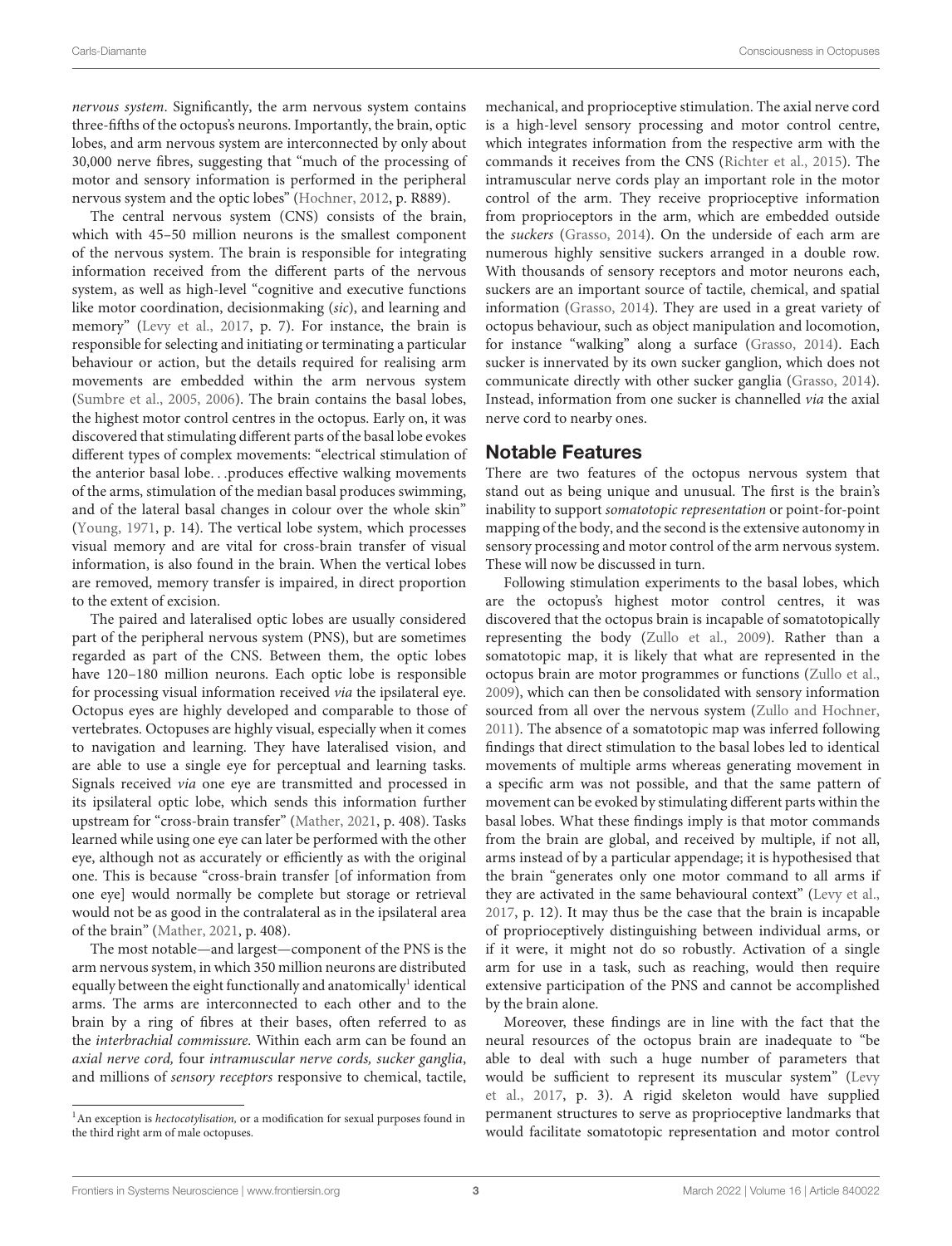*nervous system*. Significantly, the arm nervous system contains three-fifths of the octopus's neurons. Importantly, the brain, optic lobes, and arm nervous system are interconnected by only about 30,000 nerve fibres, suggesting that "much of the processing of motor and sensory information is performed in the peripheral nervous system and the optic lobes" (Hochner, 2012, p. R889).

The central nervous system (CNS) consists of the brain, which with 45–50 million neurons is the smallest component of the nervous system. The brain is responsible for integrating information received from the different parts of the nervous system, as well as high-level "cognitive and executive functions like motor coordination, decisionmaking (*sic*), and learning and memory" (Levy et al., 2017, p. 7). For instance, the brain is responsible for selecting and initiating or terminating a particular behaviour or action, but the details required for realising arm movements are embedded within the arm nervous system (Sumbre et al., 2005, 2006). The brain contains the basal lobes, the highest motor control centres in the octopus. Early on, it was discovered that stimulating different parts of the basal lobe evokes different types of complex movements: "electrical stimulation of the anterior basal lobe. . .produces effective walking movements of the arms, stimulation of the median basal produces swimming, and of the lateral basal changes in colour over the whole skin" (Young, 1971, p. 14). The vertical lobe system, which processes visual memory and are vital for cross-brain transfer of visual information, is also found in the brain. When the vertical lobes are removed, memory transfer is impaired, in direct proportion to the extent of excision.

The paired and lateralised optic lobes are usually considered part of the peripheral nervous system (PNS), but are sometimes regarded as part of the CNS. Between them, the optic lobes have 120–180 million neurons. Each optic lobe is responsible for processing visual information received *via* the ipsilateral eye. Octopus eyes are highly developed and comparable to those of vertebrates. Octopuses are highly visual, especially when it comes to navigation and learning. They have lateralised vision, and are able to use a single eye for perceptual and learning tasks. Signals received *via* one eye are transmitted and processed in its ipsilateral optic lobe, which sends this information further upstream for "cross-brain transfer" (Mather, 2021, p. 408). Tasks learned while using one eye can later be performed with the other eye, although not as accurately or efficiently as with the original one. This is because "cross-brain transfer [of information from one eye] would normally be complete but storage or retrieval would not be as good in the contralateral as in the ipsilateral area of the brain" (Mather, 2021, p. 408).

The most notable—and largest—component of the PNS is the arm nervous system, in which 350 million neurons are distributed equally between the eight functionally and anatomically[1] identical arms. The arms are interconnected to each other and to the brain by a ring of fibres at their bases, often referred to as the *interbrachial commissure*. Within each arm can be found an *axial nerve cord,* four *intramuscular nerve cords, sucker ganglia*, and millions of *sensory receptors* responsive to chemical, tactile, mechanical, and proprioceptive stimulation. The axial nerve cord is a high-level sensory processing and motor control centre, which integrates information from the respective arm with the commands it receives from the CNS (Richter et al., 2015). The intramuscular nerve cords play an important role in the motor control of the arm. They receive proprioceptive information from proprioceptors in the arm, which are embedded outside the *suckers* (Grasso, 2014). On the underside of each arm are numerous highly sensitive suckers arranged in a double row. With thousands of sensory receptors and motor neurons each, suckers are an important source of tactile, chemical, and spatial information (Grasso, 2014). They are used in a great variety of octopus behaviour, such as object manipulation and locomotion, for instance "walking" along a surface (Grasso, 2014). Each sucker is innervated by its own sucker ganglion, which does not communicate directly with other sucker ganglia (Grasso, 2014). Instead, information from one sucker is channelled *via* the axial nerve cord to nearby ones.

## Notable Features

There are two features of the octopus nervous system that stand out as being unique and unusual. The first is the brain's inability to support *somatotopic representation* or point-for-point mapping of the body, and the second is the extensive autonomy in sensory processing and motor control of the arm nervous system. These will now be discussed in turn.

Following stimulation experiments to the basal lobes, which are the octopus's highest motor control centres, it was discovered that the octopus brain is incapable of somatotopically representing the body (Zullo et al., 2009). Rather than a somatotopic map, it is likely that what are represented in the octopus brain are motor programmes or functions (Zullo et al., 2009), which can then be consolidated with sensory information sourced from all over the nervous system (Zullo and Hochner, 2011). The absence of a somatotopic map was inferred following findings that direct stimulation to the basal lobes led to identical movements of multiple arms whereas generating movement in a specific arm was not possible, and that the same pattern of movement can be evoked by stimulating different parts within the basal lobes. What these findings imply is that motor commands from the brain are global, and received by multiple, if not all, arms instead of by a particular appendage; it is hypothesised that the brain "generates only one motor command to all arms if they are activated in the same behavioural context" (Levy et al., 2017, p. 12). It may thus be the case that the brain is incapable of proprioceptively distinguishing between individual arms, or if it were, it might not do so robustly. Activation of a single arm for use in a task, such as reaching, would then require extensive participation of the PNS and cannot be accomplished by the brain alone.

Moreover, these findings are in line with the fact that the neural resources of the octopus brain are inadequate to "be able to deal with such a huge number of parameters that would be sufficient to represent its muscular system" (Levy et al., 2017, p. 3). A rigid skeleton would have supplied permanent structures to serve as proprioceptive landmarks that would facilitate somatotopic representation and motor control

[1] An exception is *hectocotylisation*, or a modification for sexual purposes found in the third right arm of male octopuses.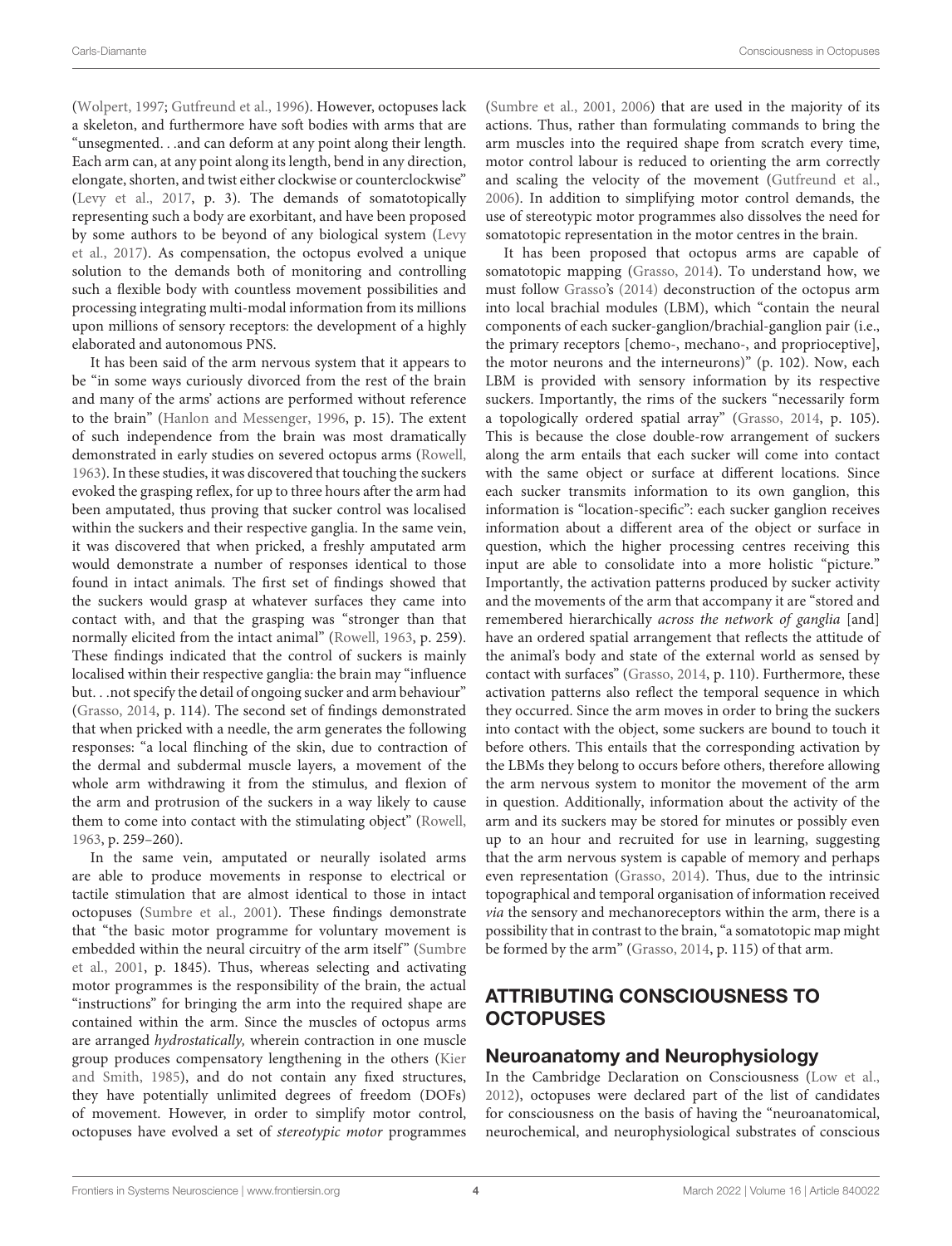(Wolpert, 1997; Gutfreund et al., 1996). However, octopuses lack a skeleton, and furthermore have soft bodies with arms that are "unsegmented. . .and can deform at any point along their length. Each arm can, at any point along its length, bend in any direction, elongate, shorten, and twist either clockwise or counterclockwise" (Levy et al., 2017, p. 3). The demands of somatotopically representing such a body are exorbitant, and have been proposed by some authors to be beyond of any biological system (Levy et al., 2017). As compensation, the octopus evolved a unique solution to the demands both of monitoring and controlling such a flexible body with countless movement possibilities and processing integrating multi-modal information from its millions upon millions of sensory receptors: the development of a highly elaborated and autonomous PNS.

It has been said of the arm nervous system that it appears to be "in some ways curiously divorced from the rest of the brain and many of the arms' actions are performed without reference to the brain" (Hanlon and Messenger, 1996, p. 15). The extent of such independence from the brain was most dramatically demonstrated in early studies on severed octopus arms (Rowell, 1963). In these studies, it was discovered that touching the suckers evoked the grasping reflex, for up to three hours after the arm had been amputated, thus proving that sucker control was localised within the suckers and their respective ganglia. In the same vein, it was discovered that when pricked, a freshly amputated arm would demonstrate a number of responses identical to those found in intact animals. The first set of findings showed that the suckers would grasp at whatever surfaces they came into contact with, and that the grasping was "stronger than that normally elicited from the intact animal" (Rowell, 1963, p. 259). These findings indicated that the control of suckers is mainly localised within their respective ganglia: the brain may "influence but. . .not specify the detail of ongoing sucker and arm behaviour" (Grasso, 2014, p. 114). The second set of findings demonstrated that when pricked with a needle, the arm generates the following responses: "a local flinching of the skin, due to contraction of the dermal and subdermal muscle layers, a movement of the whole arm withdrawing it from the stimulus, and flexion of the arm and protrusion of the suckers in a way likely to cause them to come into contact with the stimulating object" (Rowell, 1963, p. 259–260).

In the same vein, amputated or neurally isolated arms are able to produce movements in response to electrical or tactile stimulation that are almost identical to those in intact octopuses (Sumbre et al., 2001). These findings demonstrate that "the basic motor programme for voluntary movement is embedded within the neural circuitry of the arm itself" (Sumbre et al., 2001, p. 1845). Thus, whereas selecting and activating motor programmes is the responsibility of the brain, the actual "instructions" for bringing the arm into the required shape are contained within the arm. Since the muscles of octopus arms are arranged *hydrostatically,* wherein contraction in one muscle group produces compensatory lengthening in the others (Kier and Smith, 1985), and do not contain any fixed structures, they have potentially unlimited degrees of freedom (DOFs) of movement. However, in order to simplify motor control, octopuses have evolved a set of *stereotypic motor* programmes (Sumbre et al., 2001, 2006) that are used in the majority of its actions. Thus, rather than formulating commands to bring the arm muscles into the required shape from scratch every time, motor control labour is reduced to orienting the arm correctly and scaling the velocity of the movement (Gutfreund et al., 2006). In addition to simplifying motor control demands, the use of stereotypic motor programmes also dissolves the need for somatotopic representation in the motor centres in the brain.

It has been proposed that octopus arms are capable of somatotopic mapping (Grasso, 2014). To understand how, we must follow Grasso's (2014) deconstruction of the octopus arm into local brachial modules (LBM), which "contain the neural components of each sucker-ganglion/brachial-ganglion pair (i.e., the primary receptors [chemo-, mechano-, and proprioceptive], the motor neurons and the interneurons)" (p. 102). Now, each LBM is provided with sensory information by its respective suckers. Importantly, the rims of the suckers "necessarily form a topologically ordered spatial array" (Grasso, 2014, p. 105). This is because the close double-row arrangement of suckers along the arm entails that each sucker will come into contact with the same object or surface at different locations. Since each sucker transmits information to its own ganglion, this information is "location-specific": each sucker ganglion receives information about a different area of the object or surface in question, which the higher processing centres receiving this input are able to consolidate into a more holistic "picture." Importantly, the activation patterns produced by sucker activity and the movements of the arm that accompany it are "stored and remembered hierarchically *across the network of ganglia* [and] have an ordered spatial arrangement that reflects the attitude of the animal's body and state of the external world as sensed by contact with surfaces" (Grasso, 2014, p. 110). Furthermore, these activation patterns also reflect the temporal sequence in which they occurred. Since the arm moves in order to bring the suckers into contact with the object, some suckers are bound to touch it before others. This entails that the corresponding activation by the LBMs they belong to occurs before others, therefore allowing the arm nervous system to monitor the movement of the arm in question. Additionally, information about the activity of the arm and its suckers may be stored for minutes or possibly even up to an hour and recruited for use in learning, suggesting that the arm nervous system is capable of memory and perhaps even representation (Grasso, 2014). Thus, due to the intrinsic topographical and temporal organisation of information received *via* the sensory and mechanoreceptors within the arm, there is a possibility that in contrast to the brain, "a somatotopic map might be formed by the arm" (Grasso, 2014, p. 115) of that arm.

## ATTRIBUTING CONSCIOUSNESS TO OCTOPUSES

### Neuroanatomy and Neurophysiology

In the Cambridge Declaration on Consciousness (Low et al., 2012), octopuses were declared part of the list of candidates for consciousness on the basis of having the "neuroanatomical, neurochemical, and neurophysiological substrates of conscious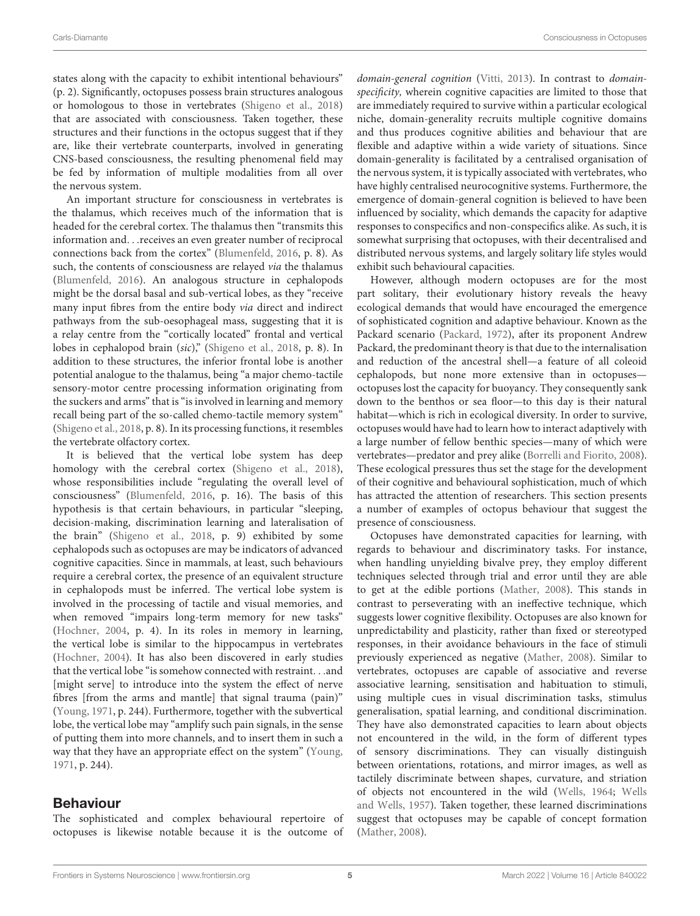states along with the capacity to exhibit intentional behaviours" (p. 2). Significantly, octopuses possess brain structures analogous or homologous to those in vertebrates (Shigeno et al., 2018) that are associated with consciousness. Taken together, these structures and their functions in the octopus suggest that if they are, like their vertebrate counterparts, involved in generating CNS-based consciousness, the resulting phenomenal field may be fed by information of multiple modalities from all over the nervous system.

An important structure for consciousness in vertebrates is the thalamus, which receives much of the information that is headed for the cerebral cortex. The thalamus then "transmits this information and. . .receives an even greater number of reciprocal connections back from the cortex" (Blumenfeld, 2016, p. 8). As such, the contents of consciousness are relayed *via* the thalamus (Blumenfeld, 2016). An analogous structure in cephalopods might be the dorsal basal and sub-vertical lobes, as they "receive many input fibres from the entire body *via* direct and indirect pathways from the sub-oesophageal mass, suggesting that it is a relay centre from the "cortically located" frontal and vertical lobes in cephalopod brain (*sic*)," (Shigeno et al., 2018, p. 8). In addition to these structures, the inferior frontal lobe is another potential analogue to the thalamus, being "a major chemo-tactile sensory-motor centre processing information originating from the suckers and arms" that is "is involved in learning and memory recall being part of the so-called chemo-tactile memory system" (Shigeno et al., 2018, p. 8). In its processing functions, it resembles the vertebrate olfactory cortex.

It is believed that the vertical lobe system has deep homology with the cerebral cortex (Shigeno et al., 2018), whose responsibilities include "regulating the overall level of consciousness" (Blumenfeld, 2016, p. 16). The basis of this hypothesis is that certain behaviours, in particular "sleeping, decision-making, discrimination learning and lateralisation of the brain" (Shigeno et al., 2018, p. 9) exhibited by some cephalopods such as octopuses are may be indicators of advanced cognitive capacities. Since in mammals, at least, such behaviours require a cerebral cortex, the presence of an equivalent structure in cephalopods must be inferred. The vertical lobe system is involved in the processing of tactile and visual memories, and when removed "impairs long-term memory for new tasks" (Hochner, 2004, p. 4). In its roles in memory in learning, the vertical lobe is similar to the hippocampus in vertebrates (Hochner, 2004). It has also been discovered in early studies that the vertical lobe "is somehow connected with restraint. . .and [might serve] to introduce into the system the effect of nerve fibres [from the arms and mantle] that signal trauma (pain)" (Young, 1971, p. 244). Furthermore, together with the subvertical lobe, the vertical lobe may "amplify such pain signals, in the sense of putting them into more channels, and to insert them in such a way that they have an appropriate effect on the system" (Young, 1971, p. 244).

## Behaviour

The sophisticated and complex behavioural repertoire of octopuses is likewise notable because it is the outcome of *domain-general cognition* (Vitti, 2013). In contrast to *domain-specificity,* wherein cognitive capacities are limited to those that are immediately required to survive within a particular ecological niche, domain-generality recruits multiple cognitive domains and thus produces cognitive abilities and behaviour that are flexible and adaptive within a wide variety of situations. Since domain-generality is facilitated by a centralised organisation of the nervous system, it is typically associated with vertebrates, who have highly centralised neurocognitive systems. Furthermore, the emergence of domain-general cognition is believed to have been influenced by sociality, which demands the capacity for adaptive responses to conspecifics and non-conspecifics alike. As such, it is somewhat surprising that octopuses, with their decentralised and distributed nervous systems, and largely solitary life styles would exhibit such behavioural capacities.

However, although modern octopuses are for the most part solitary, their evolutionary history reveals the heavy ecological demands that would have encouraged the emergence of sophisticated cognition and adaptive behaviour. Known as the Packard scenario (Packard, 1972), after its proponent Andrew Packard, the predominant theory is that due to the internalisation and reduction of the ancestral shell—a feature of all coleoid cephalopods, but none more extensive than in octopuses—octopuses lost the capacity for buoyancy. They consequently sank down to the benthos or sea floor—to this day is their natural habitat—which is rich in ecological diversity. In order to survive, octopuses would have had to learn how to interact adaptively with a large number of fellow benthic species—many of which were vertebrates—predator and prey alike (Borrelli and Fiorito, 2008). These ecological pressures thus set the stage for the development of their cognitive and behavioural sophistication, much of which has attracted the attention of researchers. This section presents a number of examples of octopus behaviour that suggest the presence of consciousness.

Octopuses have demonstrated capacities for learning, with regards to behaviour and discriminatory tasks. For instance, when handling unyielding bivalve prey, they employ different techniques selected through trial and error until they are able to get at the edible portions (Mather, 2008). This stands in contrast to perseverating with an ineffective technique, which suggests lower cognitive flexibility. Octopuses are also known for unpredictability and plasticity, rather than fixed or stereotyped responses, in their avoidance behaviours in the face of stimuli previously experienced as negative (Mather, 2008). Similar to vertebrates, octopuses are capable of associative and reverse associative learning, sensitisation and habituation to stimuli, using multiple cues in visual discrimination tasks, stimulus generalisation, spatial learning, and conditional discrimination. They have also demonstrated capacities to learn about objects not encountered in the wild, in the form of different types of sensory discriminations. They can visually distinguish between orientations, rotations, and mirror images, as well as tactilely discriminate between shapes, curvature, and striation of objects not encountered in the wild (Wells, 1964; Wells and Wells, 1957). Taken together, these learned discriminations suggest that octopuses may be capable of concept formation (Mather, 2008).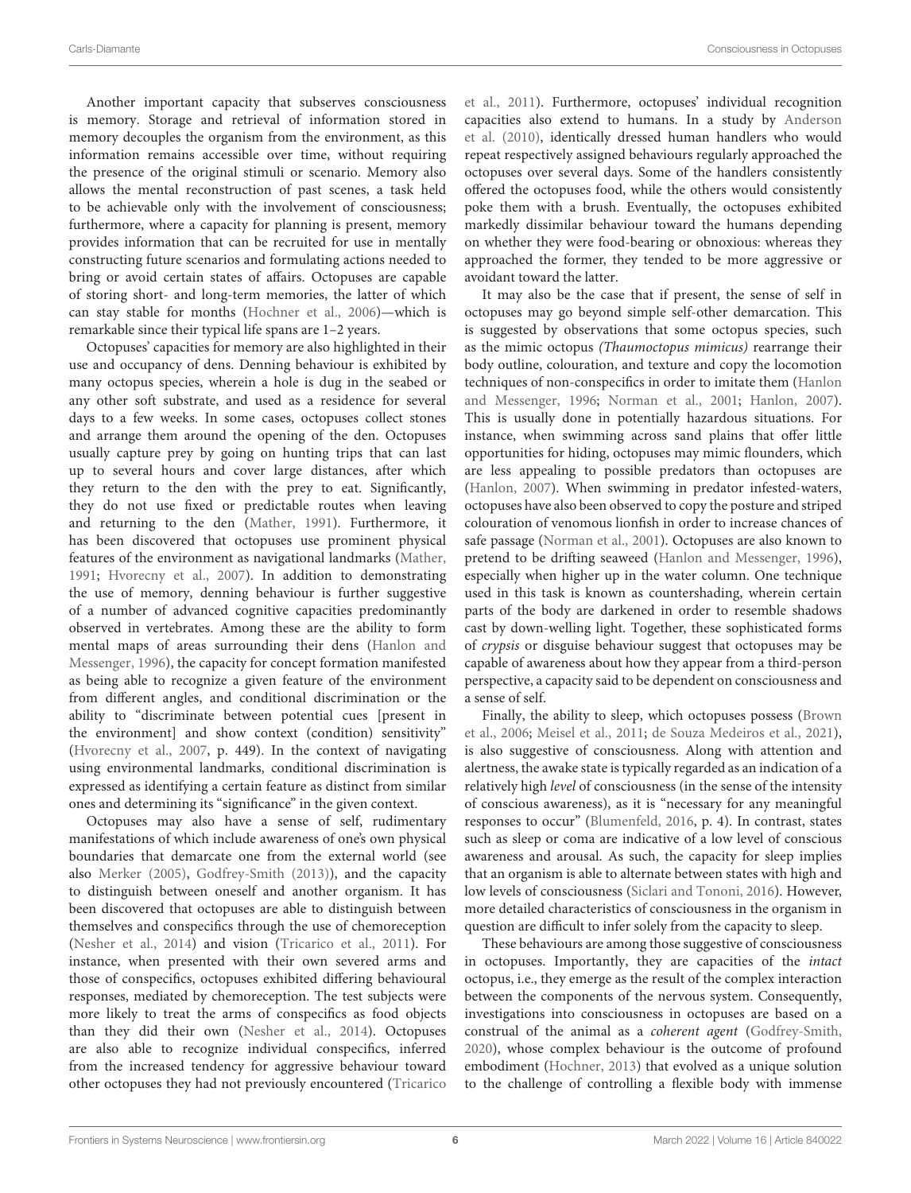Another important capacity that subserves consciousness is memory. Storage and retrieval of information stored in memory decouples the organism from the environment, as this information remains accessible over time, without requiring the presence of the original stimuli or scenario. Memory also allows the mental reconstruction of past scenes, a task held to be achievable only with the involvement of consciousness; furthermore, where a capacity for planning is present, memory provides information that can be recruited for use in mentally constructing future scenarios and formulating actions needed to bring or avoid certain states of affairs. Octopuses are capable of storing short- and long-term memories, the latter of which can stay stable for months (Hochner et al., 2006)—which is remarkable since their typical life spans are 1–2 years.

Octopuses' capacities for memory are also highlighted in their use and occupancy of dens. Denning behaviour is exhibited by many octopus species, wherein a hole is dug in the seabed or any other soft substrate, and used as a residence for several days to a few weeks. In some cases, octopuses collect stones and arrange them around the opening of the den. Octopuses usually capture prey by going on hunting trips that can last up to several hours and cover large distances, after which they return to the den with the prey to eat. Significantly, they do not use fixed or predictable routes when leaving and returning to the den (Mather, 1991). Furthermore, it has been discovered that octopuses use prominent physical features of the environment as navigational landmarks (Mather, 1991; Hvorecny et al., 2007). In addition to demonstrating the use of memory, denning behaviour is further suggestive of a number of advanced cognitive capacities predominantly observed in vertebrates. Among these are the ability to form mental maps of areas surrounding their dens (Hanlon and Messenger, 1996), the capacity for concept formation manifested as being able to recognize a given feature of the environment from different angles, and conditional discrimination or the ability to "discriminate between potential cues [present in the environment] and show context (condition) sensitivity" (Hvorecny et al., 2007, p. 449). In the context of navigating using environmental landmarks, conditional discrimination is expressed as identifying a certain feature as distinct from similar ones and determining its "significance" in the given context.

Octopuses may also have a sense of self, rudimentary manifestations of which include awareness of one's own physical boundaries that demarcate one from the external world (see also Merker (2005), Godfrey-Smith (2013)), and the capacity to distinguish between oneself and another organism. It has been discovered that octopuses are able to distinguish between themselves and conspecifics through the use of chemoreception (Nesher et al., 2014) and vision (Tricarico et al., 2011). For instance, when presented with their own severed arms and those of conspecifics, octopuses exhibited differing behavioural responses, mediated by chemoreception. The test subjects were more likely to treat the arms of conspecifics as food objects than they did their own (Nesher et al., 2014). Octopuses are also able to recognize individual conspecifics, inferred from the increased tendency for aggressive behaviour toward other octopuses they had not previously encountered (Tricarico et al., 2011). Furthermore, octopuses' individual recognition capacities also extend to humans. In a study by Anderson et al. (2010), identically dressed human handlers who would repeat respectively assigned behaviours regularly approached the octopuses over several days. Some of the handlers consistently offered the octopuses food, while the others would consistently poke them with a brush. Eventually, the octopuses exhibited markedly dissimilar behaviour toward the humans depending on whether they were food-bearing or obnoxious: whereas they approached the former, they tended to be more aggressive or avoidant toward the latter.

It may also be the case that if present, the sense of self in octopuses may go beyond simple self-other demarcation. This is suggested by observations that some octopus species, such as the mimic octopus *(Thaumoctopus mimicus)* rearrange their body outline, colouration, and texture and copy the locomotion techniques of non-conspecifics in order to imitate them (Hanlon and Messenger, 1996; Norman et al., 2001; Hanlon, 2007). This is usually done in potentially hazardous situations. For instance, when swimming across sand plains that offer little opportunities for hiding, octopuses may mimic flounders, which are less appealing to possible predators than octopuses are (Hanlon, 2007). When swimming in predator infested-waters, octopuses have also been observed to copy the posture and striped colouration of venomous lionfish in order to increase chances of safe passage (Norman et al., 2001). Octopuses are also known to pretend to be drifting seaweed (Hanlon and Messenger, 1996), especially when higher up in the water column. One technique used in this task is known as countershading, wherein certain parts of the body are darkened in order to resemble shadows cast by down-welling light. Together, these sophisticated forms of *crypsis* or disguise behaviour suggest that octopuses may be capable of awareness about how they appear from a third-person perspective, a capacity said to be dependent on consciousness and a sense of self.

Finally, the ability to sleep, which octopuses possess (Brown et al., 2006; Meisel et al., 2011; de Souza Medeiros et al., 2021), is also suggestive of consciousness. Along with attention and alertness, the awake state is typically regarded as an indication of a relatively high *level* of consciousness (in the sense of the intensity of conscious awareness), as it is "necessary for any meaningful responses to occur" (Blumenfeld, 2016, p. 4). In contrast, states such as sleep or coma are indicative of a low level of conscious awareness and arousal. As such, the capacity for sleep implies that an organism is able to alternate between states with high and low levels of consciousness (Siclari and Tononi, 2016). However, more detailed characteristics of consciousness in the organism in question are difficult to infer solely from the capacity to sleep.

These behaviours are among those suggestive of consciousness in octopuses. Importantly, they are capacities of the *intact* octopus, i.e., they emerge as the result of the complex interaction between the components of the nervous system. Consequently, investigations into consciousness in octopuses are based on a construal of the animal as a *coherent agent* (Godfrey-Smith, 2020), whose complex behaviour is the outcome of profound embodiment (Hochner, 2013) that evolved as a unique solution to the challenge of controlling a flexible body with immense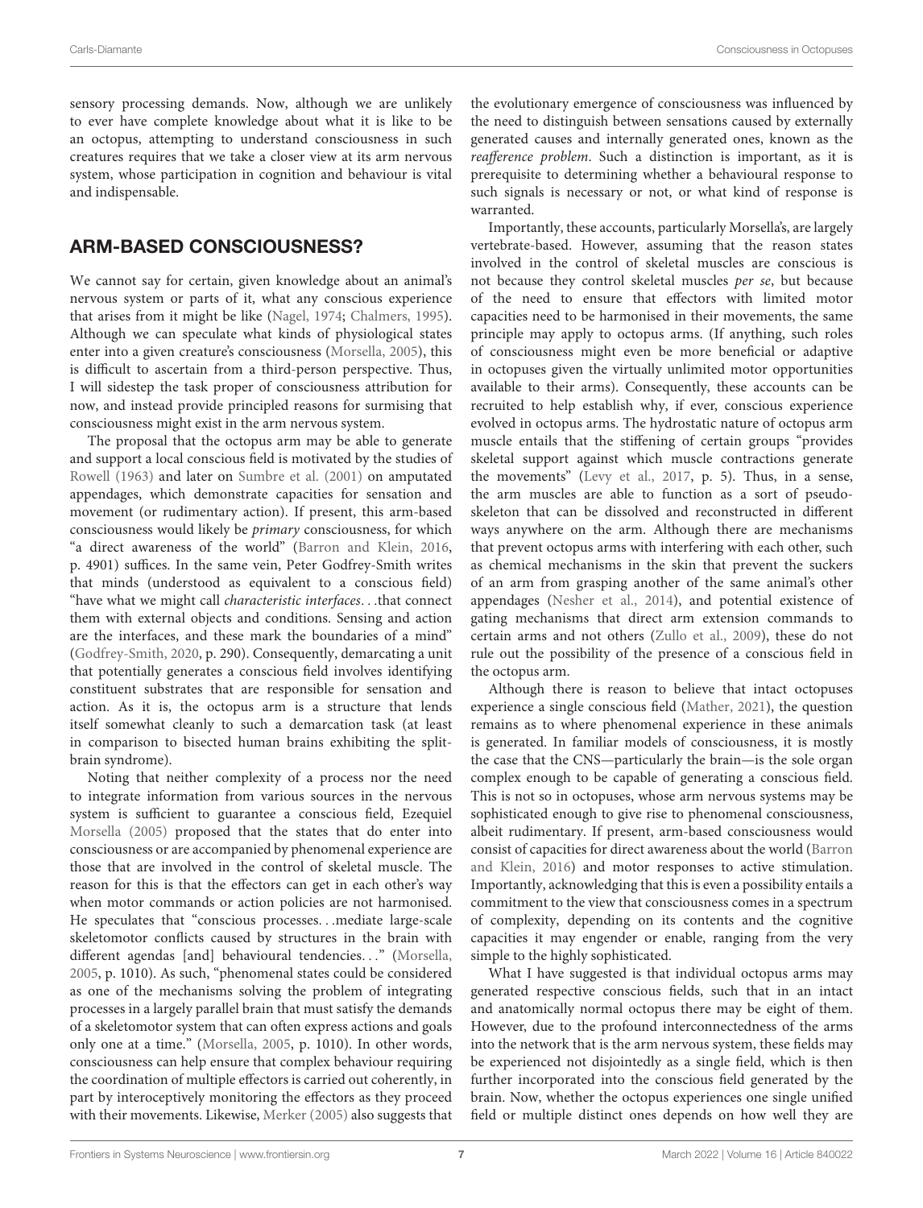sensory processing demands. Now, although we are unlikely to ever have complete knowledge about what it is like to be an octopus, attempting to understand consciousness in such creatures requires that we take a closer view at its arm nervous system, whose participation in cognition and behaviour is vital and indispensable.

## ARM-BASED CONSCIOUSNESS?

We cannot say for certain, given knowledge about an animal's nervous system or parts of it, what any conscious experience that arises from it might be like (Nagel, 1974; Chalmers, 1995). Although we can speculate what kinds of physiological states enter into a given creature's consciousness (Morsella, 2005), this is difficult to ascertain from a third-person perspective. Thus, I will sidestep the task proper of consciousness attribution for now, and instead provide principled reasons for surmising that consciousness might exist in the arm nervous system.

The proposal that the octopus arm may be able to generate and support a local conscious field is motivated by the studies of Rowell (1963) and later on Sumbre et al. (2001) on amputated appendages, which demonstrate capacities for sensation and movement (or rudimentary action). If present, this arm-based consciousness would likely be *primary* consciousness, for which "a direct awareness of the world" (Barron and Klein, 2016, p. 4901) suffices. In the same vein, Peter Godfrey-Smith writes that minds (understood as equivalent to a conscious field) "have what we might call *characteristic interfaces*...that connect them with external objects and conditions. Sensing and action are the interfaces, and these mark the boundaries of a mind" (Godfrey-Smith, 2020, p. 290). Consequently, demarcating a unit that potentially generates a conscious field involves identifying constituent substrates that are responsible for sensation and action. As it is, the octopus arm is a structure that lends itself somewhat cleanly to such a demarcation task (at least in comparison to bisected human brains exhibiting the split-brain syndrome).

Noting that neither complexity of a process nor the need to integrate information from various sources in the nervous system is sufficient to guarantee a conscious field, Ezequiel Morsella (2005) proposed that the states that do enter into consciousness or are accompanied by phenomenal experience are those that are involved in the control of skeletal muscle. The reason for this is that the effectors can get in each other's way when motor commands or action policies are not harmonised. He speculates that "conscious processes...mediate large-scale skeletomotor conflicts caused by structures in the brain with different agendas [and] behavioural tendencies..." (Morsella, 2005, p. 1010). As such, "phenomenal states could be considered as one of the mechanisms solving the problem of integrating processes in a largely parallel brain that must satisfy the demands of a skeletomotor system that can often express actions and goals only one at a time." (Morsella, 2005, p. 1010). In other words, consciousness can help ensure that complex behaviour requiring the coordination of multiple effectors is carried out coherently, in part by interoceptively monitoring the effectors as they proceed with their movements. Likewise, Merker (2005) also suggests that the evolutionary emergence of consciousness was influenced by the need to distinguish between sensations caused by externally generated causes and internally generated ones, known as the *reafference problem*. Such a distinction is important, as it is prerequisite to determining whether a behavioural response to such signals is necessary or not, or what kind of response is warranted.

Importantly, these accounts, particularly Morsella's, are largely vertebrate-based. However, assuming that the reason states involved in the control of skeletal muscles are conscious is not because they control skeletal muscles *per se*, but because of the need to ensure that effectors with limited motor capacities need to be harmonised in their movements, the same principle may apply to octopus arms. (If anything, such roles of consciousness might even be more beneficial or adaptive in octopuses given the virtually unlimited motor opportunities available to their arms). Consequently, these accounts can be recruited to help establish why, if ever, conscious experience evolved in octopus arms. The hydrostatic nature of octopus arm muscle entails that the stiffening of certain groups "provides skeletal support against which muscle contractions generate the movements" (Levy et al., 2017, p. 5). Thus, in a sense, the arm muscles are able to function as a sort of pseudo-skeleton that can be dissolved and reconstructed in different ways anywhere on the arm. Although there are mechanisms that prevent octopus arms with interfering with each other, such as chemical mechanisms in the skin that prevent the suckers of an arm from grasping another of the same animal's other appendages (Nesher et al., 2014), and potential existence of gating mechanisms that direct arm extension commands to certain arms and not others (Zullo et al., 2009), these do not rule out the possibility of the presence of a conscious field in the octopus arm.

Although there is reason to believe that intact octopuses experience a single conscious field (Mather, 2021), the question remains as to where phenomenal experience in these animals is generated. In familiar models of consciousness, it is mostly the case that the CNS—particularly the brain—is the sole organ complex enough to be capable of generating a conscious field. This is not so in octopuses, whose arm nervous systems may be sophisticated enough to give rise to phenomenal consciousness, albeit rudimentary. If present, arm-based consciousness would consist of capacities for direct awareness about the world (Barron and Klein, 2016) and motor responses to active stimulation. Importantly, acknowledging that this is even a possibility entails a commitment to the view that consciousness comes in a spectrum of complexity, depending on its contents and the cognitive capacities it may engender or enable, ranging from the very simple to the highly sophisticated.

What I have suggested is that individual octopus arms may generated respective conscious fields, such that in an intact and anatomically normal octopus there may be eight of them. However, due to the profound interconnectedness of the arms into the network that is the arm nervous system, these fields may be experienced not disjointedly as a single field, which is then further incorporated into the conscious field generated by the brain. Now, whether the octopus experiences one single unified field or multiple distinct ones depends on how well they are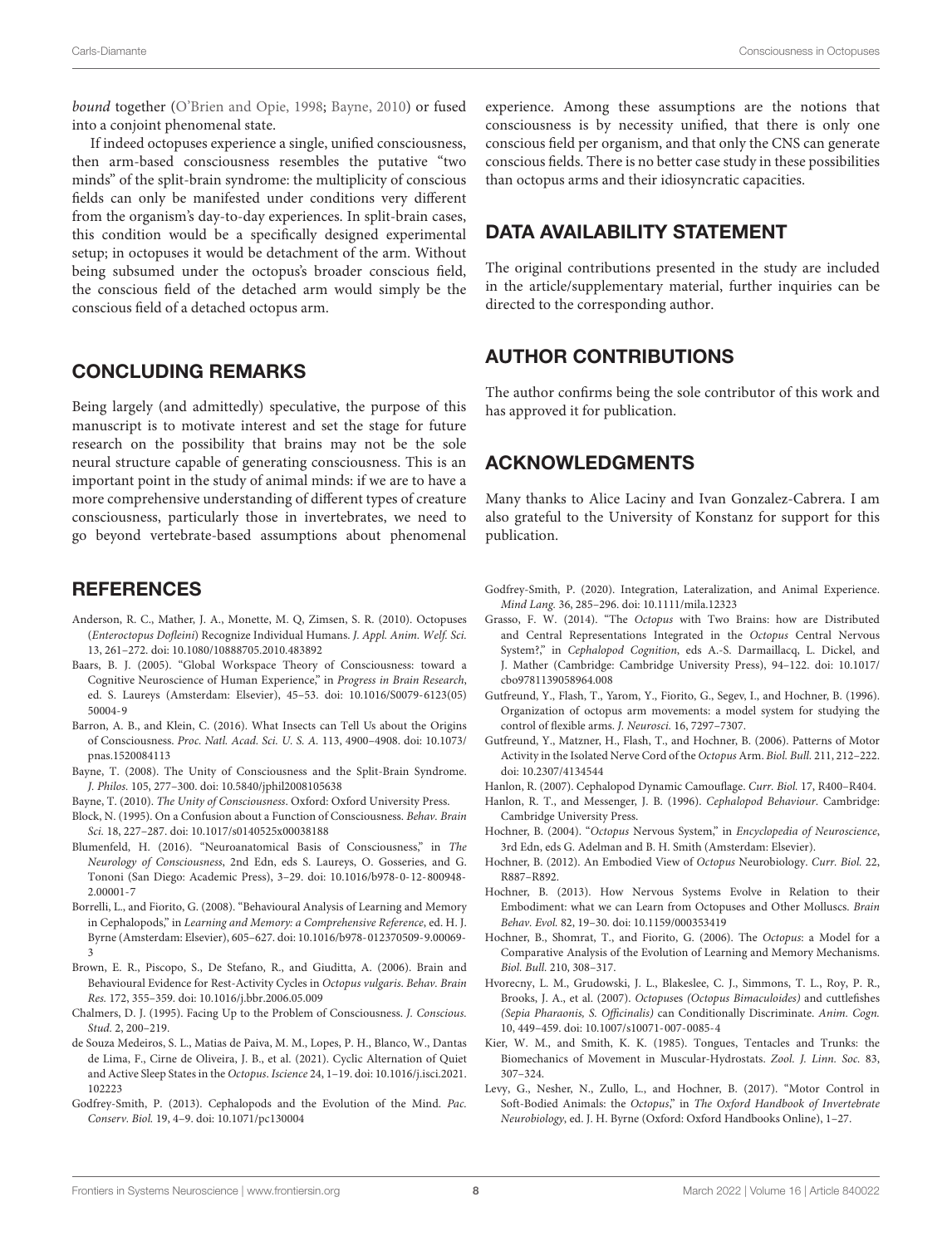*bound* together (O'Brien and Opie, 1998; Bayne, 2010) or fused into a conjoint phenomenal state.

If indeed octopuses experience a single, unified consciousness, then arm-based consciousness resembles the putative "two minds" of the split-brain syndrome: the multiplicity of conscious fields can only be manifested under conditions very different from the organism's day-to-day experiences. In split-brain cases, this condition would be a specifically designed experimental setup; in octopuses it would be detachment of the arm. Without being subsumed under the octopus's broader conscious field, the conscious field of the detached arm would simply be the conscious field of a detached octopus arm.

## CONCLUDING REMARKS

Being largely (and admittedly) speculative, the purpose of this manuscript is to motivate interest and set the stage for future research on the possibility that brains may not be the sole neural structure capable of generating consciousness. This is an important point in the study of animal minds: if we are to have a more comprehensive understanding of different types of creature consciousness, particularly those in invertebrates, we need to go beyond vertebrate-based assumptions about phenomenal experience. Among these assumptions are the notions that consciousness is by necessity unified, that there is only one conscious field per organism, and that only the CNS can generate conscious fields. There is no better case study in these possibilities than octopus arms and their idiosyncratic capacities.

## DATA AVAILABILITY STATEMENT

The original contributions presented in the study are included in the article/supplementary material, further inquiries can be directed to the corresponding author.

## AUTHOR CONTRIBUTIONS

The author confirms being the sole contributor of this work and has approved it for publication.

## ACKNOWLEDGMENTS

Many thanks to Alice Laciny and Ivan Gonzalez-Cabrera. I am also grateful to the University of Konstanz for support for this publication.

## REFERENCES

Anderson, R. C., Mather, J. A., Monette, M. Q, Zimsen, S. R. (2010). Octopuses (*Enteroctopus Dofleini*) Recognize Individual Humans. *J. Appl. Anim. Welf. Sci.* 13, 261–272. doi: 10.1080/10888705.2010.483892

Baars, B. J. (2005). "Global Workspace Theory of Consciousness: toward a Cognitive Neuroscience of Human Experience," in *Progress in Brain Research*, ed. S. Laureys (Amsterdam: Elsevier), 45–53. doi: 10.1016/S0079-6123(05)50004-9

Barron, A. B., and Klein, C. (2016). What Insects can Tell Us about the Origins of Consciousness. *Proc. Natl. Acad. Sci. U. S. A.* 113, 4900–4908. doi: 10.1073/pnas.1520084113

Bayne, T. (2008). The Unity of Consciousness and the Split-Brain Syndrome. *J. Philos.* 105, 277–300. doi: 10.5840/jphil2008105638

Bayne, T. (2010). *The Unity of Consciousness*. Oxford: Oxford University Press.

Block, N. (1995). On a Confusion about a Function of Consciousness. *Behav. Brain Sci.* 18, 227–287. doi: 10.1017/s0140525x00038188

Blumenfeld, H. (2016). "Neuroanatomical Basis of Consciousness," in *The Neurology of Consciousness*, 2nd Edn, eds S. Laureys, O. Gosseries, and G. Tononi (San Diego: Academic Press), 3–29. doi: 10.1016/b978-0-12-800948-2.00001-7

Borrelli, L., and Fiorito, G. (2008). "Behavioural Analysis of Learning and Memory in Cephalopods," in *Learning and Memory: a Comprehensive Reference*, ed. H. J. Byrne (Amsterdam: Elsevier), 605–627. doi: 10.1016/b978-012370509-9.00069-3

Brown, E. R., Piscopo, S., De Stefano, R., and Giuditta, A. (2006). Brain and Behavioural Evidence for Rest-Activity Cycles in *Octopus vulgaris*. *Behav. Brain Res.* 172, 355–359. doi: 10.1016/j.bbr.2006.05.009

Chalmers, D. J. (1995). Facing Up to the Problem of Consciousness. *J. Conscious. Stud.* 2, 200–219.

de Souza Medeiros, S. L., Matias de Paiva, M. M., Lopes, P. H., Blanco, W., Dantas de Lima, F., Cirne de Oliveira, J. B., et al. (2021). Cyclic Alternation of Quiet and Active Sleep States in the *Octopus*. *Iscience* 24, 1–19. doi: 10.1016/j.isci.2021.102223

Godfrey-Smith, P. (2013). Cephalopods and the Evolution of the Mind. *Pac. Conserv. Biol.* 19, 4–9. doi: 10.1071/pc130004

Godfrey-Smith, P. (2020). Integration, Lateralization, and Animal Experience. *Mind Lang.* 36, 285–296. doi: 10.1111/mila.12323

Grasso, F. W. (2014). "The *Octopus* with Two Brains: how are Distributed and Central Representations Integrated in the *Octopus* Central Nervous System?," in *Cephalopod Cognition*, eds A.-S. Darmaillacq, L. Dickel, and J. Mather (Cambridge: Cambridge University Press), 94–122. doi: 10.1017/cbo9781139058964.008

Gutfreund, Y., Flash, T., Yarom, Y., Fiorito, G., Segev, I., and Hochner, B. (1996). Organization of octopus arm movements: a model system for studying the control of flexible arms. *J. Neurosci.* 16, 7297–7307.

Gutfreund, Y., Matzner, H., Flash, T., and Hochner, B. (2006). Patterns of Motor Activity in the Isolated Nerve Cord of the *Octopus* Arm. *Biol. Bull.* 211, 212–222. doi: 10.2307/4134544

Hanlon, R. (2007). Cephalopod Dynamic Camouflage. *Curr. Biol.* 17, R400–R404.

Hanlon, R. T., and Messenger, J. B. (1996). *Cephalopod Behaviour*. Cambridge: Cambridge University Press.

Hochner, B. (2004). "*Octopus* Nervous System," in *Encyclopedia of Neuroscience*, 3rd Edn, eds G. Adelman and B. H. Smith (Amsterdam: Elsevier).

Hochner, B. (2012). An Embodied View of *Octopus* Neurobiology. *Curr. Biol.* 22, R887–R892.

Hochner, B. (2013). How Nervous Systems Evolve in Relation to their Embodiment: what we can Learn from Octopuses and Other Molluscs. *Brain Behav. Evol.* 82, 19–30. doi: 10.1159/000353419

Hochner, B., Shomrat, T., and Fiorito, G. (2006). The *Octopus*: a Model for a Comparative Analysis of the Evolution of Learning and Memory Mechanisms. *Biol. Bull.* 210, 308–317.

Hvorecny, L. M., Grudowski, J. L., Blakeslee, C. J., Simmons, T. L., Roy, P. R., Brooks, J. A., et al. (2007). *Octopuses (Octopus Bimaculoides)* and cuttlefishes *(Sepia Pharaonis, S. Officinalis)* can Conditionally Discriminate. *Anim. Cogn.* 10, 449–459. doi: 10.1007/s10071-007-0085-4

Kier, W. M., and Smith, K. K. (1985). Tongues, Tentacles and Trunks: the Biomechanics of Movement in Muscular-Hydrostats. *Zool. J. Linn. Soc.* 83, 307–324.

Levy, G., Nesher, N., Zullo, L., and Hochner, B. (2017). "Motor Control in Soft-Bodied Animals: the *Octopus*," in *The Oxford Handbook of Invertebrate Neurobiology*, ed. J. H. Byrne (Oxford: Oxford Handbooks Online), 1–27.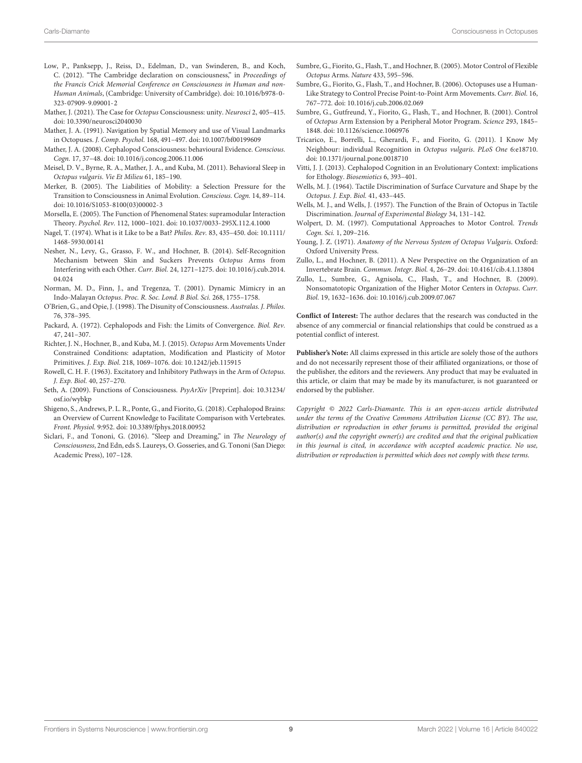Low, P., Panksepp, J., Reiss, D., Edelman, D., van Swinderen, B., and Koch, C. (2012). "The Cambridge declaration on consciousness," in *Proceedings of the Francis Crick Memorial Conference on Consciousness in Human and non-Human Animals*, (Cambridge: University of Cambridge). doi: 10.1016/b978-0-323-07909-9.09001-2

Mather, J. (2021). The Case for *Octopus* Consciousness: unity. *Neurosci* 2, 405–415. doi: 10.3390/neurosci2040030

Mather, J. A. (1991). Navigation by Spatial Memory and use of Visual Landmarks in Octopuses. *J. Comp. Psychol.* 168, 491–497. doi: 10.1007/bf00199609

Mather, J. A. (2008). Cephalopod Consciousness: behavioural Evidence. *Conscious. Cogn.* 17, 37–48. doi: 10.1016/j.concog.2006.11.006

Meisel, D. V., Byrne, R. A., Mather, J. A., and Kuba, M. (2011). Behavioral Sleep in *Octopus vulgaris*. *Vie Et Milieu* 61, 185–190.

Merker, B. (2005). The Liabilities of Mobility: a Selection Pressure for the Transition to Consciousness in Animal Evolution. *Conscious. Cogn.* 14, 89–114. doi: 10.1016/S1053-8100(03)00002-3

Morsella, E. (2005). The Function of Phenomenal States: supramodular Interaction Theory. *Psychol. Rev.* 112, 1000–1021. doi: 10.1037/0033-295X.112.4.1000

Nagel, T. (1974). What is it Like to be a Bat? *Philos. Rev.* 83, 435–450. doi: 10.1111/1468-5930.00141

Nesher, N., Levy, G., Grasso, F. W., and Hochner, B. (2014). Self-Recognition Mechanism between Skin and Suckers Prevents *Octopus* Arms from Interfering with each Other. *Curr. Biol.* 24, 1271–1275. doi: 10.1016/j.cub.2014.04.024

Norman, M. D., Finn, J., and Tregenza, T. (2001). Dynamic Mimicry in an Indo-Malayan *Octopus*. *Proc. R. Soc. Lond. B Biol. Sci.* 268, 1755–1758.

O'Brien, G., and Opie, J. (1998). The Disunity of Consciousness. *Australas. J. Philos.* 76, 378–395.

Packard, A. (1972). Cephalopods and Fish: the Limits of Convergence. *Biol. Rev.* 47, 241–307.

Richter, J. N., Hochner, B., and Kuba, M. J. (2015). *Octopus* Arm Movements Under Constrained Conditions: adaptation, Modification and Plasticity of Motor Primitives. *J. Exp. Biol.* 218, 1069–1076. doi: 10.1242/jeb.115915

Rowell, C. H. F. (1963). Excitatory and Inhibitory Pathways in the Arm of *Octopus*. *J. Exp. Biol.* 40, 257–270.

Seth, A. (2009). Functions of Consciousness. *PsyArXiv* [Preprint]. doi: 10.31234/osf.io/wybkp

Shigeno, S., Andrews, P. L. R., Ponte, G., and Fiorito, G. (2018). Cephalopod Brains: an Overview of Current Knowledge to Facilitate Comparison with Vertebrates. *Front. Physiol.* 9:952. doi: 10.3389/fphys.2018.00952

Siclari, F., and Tononi, G. (2016). "Sleep and Dreaming," in *The Neurology of Consciousness*, 2nd Edn, eds S. Laureys, O. Gosseries, and G. Tononi (San Diego: Academic Press), 107–128.

Sumbre, G., Fiorito, G., Flash, T., and Hochner, B. (2005). Motor Control of Flexible *Octopus* Arms. *Nature* 433, 595–596.

Sumbre, G., Fiorito, G., Flash, T., and Hochner, B. (2006). Octopuses use a Human-Like Strategy to Control Precise Point-to-Point Arm Movements. *Curr. Biol.* 16, 767–772. doi: 10.1016/j.cub.2006.02.069

Sumbre, G., Gutfreund, Y., Fiorito, G., Flash, T., and Hochner, B. (2001). Control of *Octopus* Arm Extension by a Peripheral Motor Program. *Science* 293, 1845–1848. doi: 10.1126/science.1060976

Tricarico, E., Borrelli, L., Gherardi, F., and Fiorito, G. (2011). I Know My Neighbour: individual Recognition in *Octopus vulgaris*. *PLoS One* 6:e18710. doi: 10.1371/journal.pone.0018710

Vitti, J. J. (2013). Cephalopod Cognition in an Evolutionary Context: implications for Ethology. *Biosemiotics* 6, 393–401.

Wells, M. J. (1964). Tactile Discrimination of Surface Curvature and Shape by the *Octopus*. *J. Exp. Biol.* 41, 433–445.

Wells, M. J., and Wells, J. (1957). The Function of the Brain of Octopus in Tactile Discrimination. *Journal of Experimental Biology* 34, 131–142.

Wolpert, D. M. (1997). Computational Approaches to Motor Control. *Trends Cogn. Sci.* 1, 209–216.

Young, J. Z. (1971). *Anatomy of the Nervous System of Octopus Vulgaris*. Oxford: Oxford University Press.

Zullo, L., and Hochner, B. (2011). A New Perspective on the Organization of an Invertebrate Brain. *Commun. Integr. Biol.* 4, 26–29. doi: 10.4161/cib.4.1.13804

Zullo, L., Sumbre, G., Agnisola, C., Flash, T., and Hochner, B. (2009). Nonsomatotopic Organization of the Higher Motor Centers in *Octopus*. *Curr. Biol.* 19, 1632–1636. doi: 10.1016/j.cub.2009.07.067

**Conflict of Interest:** The author declares that the research was conducted in the absence of any commercial or financial relationships that could be construed as a potential conflict of interest.

**Publisher's Note:** All claims expressed in this article are solely those of the authors and do not necessarily represent those of their affiliated organizations, or those of the publisher, the editors and the reviewers. Any product that may be evaluated in this article, or claim that may be made by its manufacturer, is not guaranteed or endorsed by the publisher.

*Copyright © 2022 Carls-Diamante. This is an open-access article distributed under the terms of the Creative Commons Attribution License (CC BY). The use, distribution or reproduction in other forums is permitted, provided the original author(s) and the copyright owner(s) are credited and that the original publication in this journal is cited, in accordance with accepted academic practice. No use, distribution or reproduction is permitted which does not comply with these terms.*